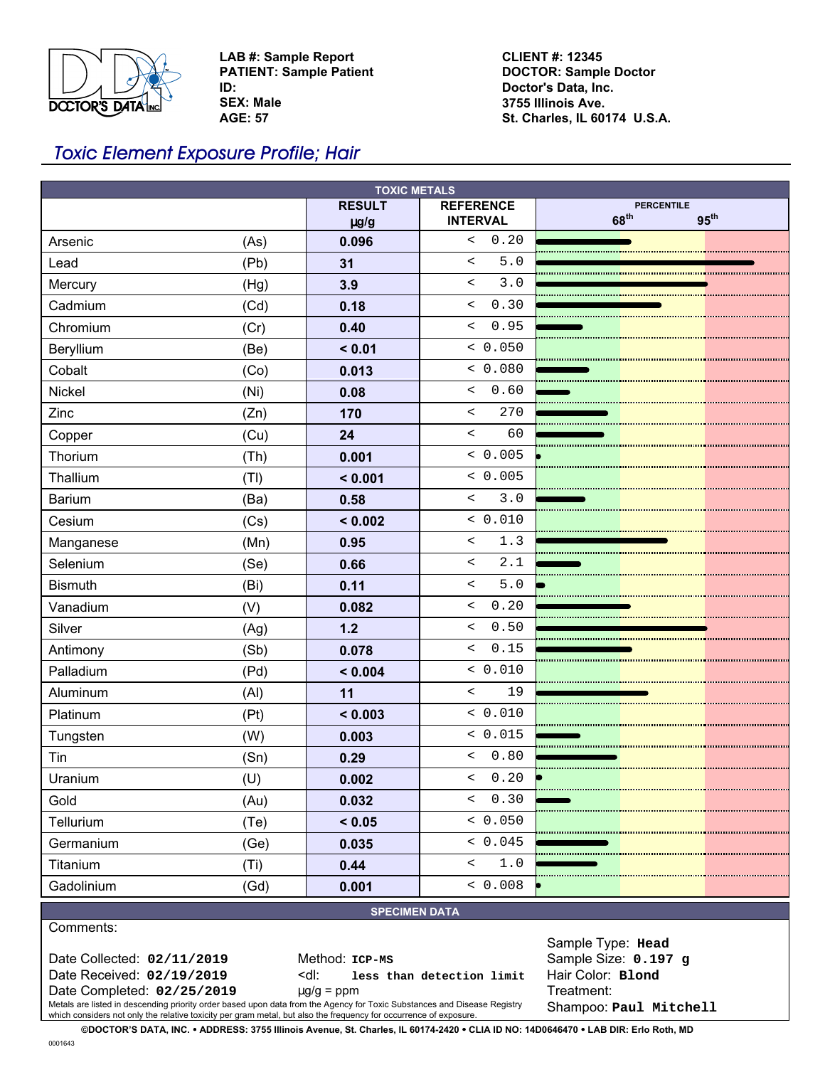DOCTOR'S DATA INC.

**LAB #:** Sample Report
**PATIENT:** Sample Patient
**ID:**
**SEX:** Male
**AGE:** 57

**CLIENT #:** 12345
**DOCTOR:** Sample Doctor
Doctor's Data, Inc.
3755 Illinois Ave.
St. Charles, IL 60174 U.S.A.

# *Toxic Element Exposure Profile; Hair*

| TOXIC METALS | | | | |
|---|---|---|---|---|
| | | RESULT µg/g | REFERENCE INTERVAL | PERCENTILE 68th 95th |
| Arsenic | (As) | 0.096 | < 0.20 | |
| Lead | (Pb) | 31 | < 5.0 | |
| Mercury | (Hg) | 3.9 | < 3.0 | |
| Cadmium | (Cd) | 0.18 | < 0.30 | |
| Chromium | (Cr) | 0.40 | < 0.95 | |
| Beryllium | (Be) | < 0.01 | < 0.050 | |
| Cobalt | (Co) | 0.013 | < 0.080 | |
| Nickel | (Ni) | 0.08 | < 0.60 | |
| Zinc | (Zn) | 170 | < 270 | |
| Copper | (Cu) | 24 | < 60 | |
| Thorium | (Th) | 0.001 | < 0.005 | |
| Thallium | (Tl) | < 0.001 | < 0.005 | |
| Barium | (Ba) | 0.58 | < 3.0 | |
| Cesium | (Cs) | < 0.002 | < 0.010 | |
| Manganese | (Mn) | 0.95 | < 1.3 | |
| Selenium | (Se) | 0.66 | < 2.1 | |
| Bismuth | (Bi) | 0.11 | < 5.0 | |
| Vanadium | (V) | 0.082 | < 0.20 | |
| Silver | (Ag) | 1.2 | < 0.50 | |
| Antimony | (Sb) | 0.078 | < 0.15 | |
| Palladium | (Pd) | < 0.004 | < 0.010 | |
| Aluminum | (Al) | 11 | < 19 | |
| Platinum | (Pt) | < 0.003 | < 0.010 | |
| Tungsten | (W) | 0.003 | < 0.015 | |
| Tin | (Sn) | 0.29 | < 0.80 | |
| Uranium | (U) | 0.002 | < 0.20 | |
| Gold | (Au) | 0.032 | < 0.30 | |
| Tellurium | (Te) | < 0.05 | < 0.050 | |
| Germanium | (Ge) | 0.035 | < 0.045 | |
| Titanium | (Ti) | 0.44 | < 1.0 | |
| Gadolinium | (Gd) | 0.001 | < 0.008 | |

## SPECIMEN DATA

Comments:

Date Collected: **02/11/2019**
Date Received: **02/19/2019**
Date Completed: **02/25/2019**

Method: **ICP-MS**
<dl: **less than detection limit**
µg/g = ppm

Sample Type: **Head**
Sample Size: **0.197 g**
Hair Color: **Blond**
Treatment:
Shampoo: **Paul Mitchell**

Metals are listed in descending priority order based upon data from the Agency for Toxic Substances and Disease Registry which considers not only the relative toxicity per gram metal, but also the frequency for occurrence of exposure.

©DOCTOR'S DATA, INC. • ADDRESS: 3755 Illinois Avenue, St. Charles, IL 60174-2420 • CLIA ID NO: 14D0646470 • LAB DIR: Erlo Roth, MD

0001643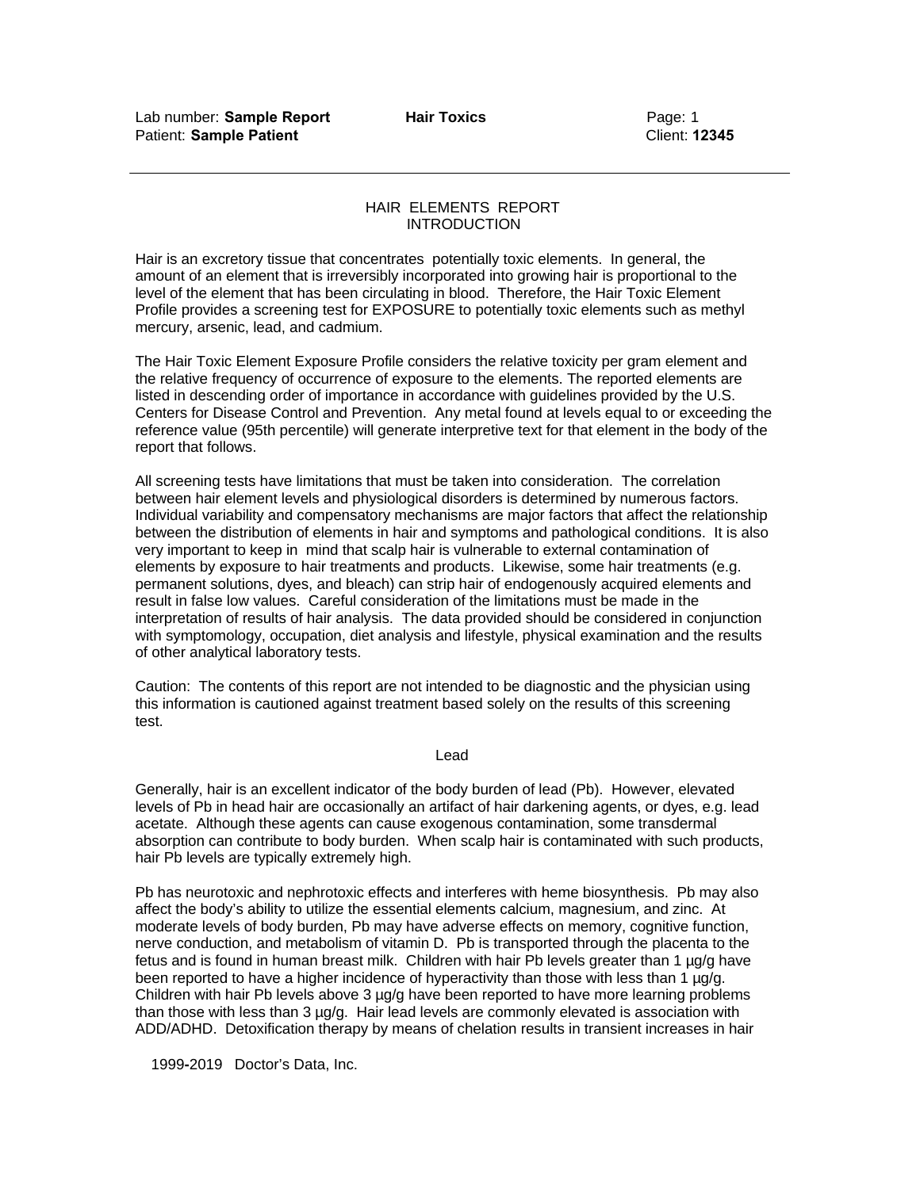## HAIR ELEMENTS REPORT
### INTRODUCTION

Hair is an excretory tissue that concentrates potentially toxic elements. In general, the amount of an element that is irreversibly incorporated into growing hair is proportional to the level of the element that has been circulating in blood. Therefore, the Hair Toxic Element Profile provides a screening test for EXPOSURE to potentially toxic elements such as methyl mercury, arsenic, lead, and cadmium.

The Hair Toxic Element Exposure Profile considers the relative toxicity per gram element and the relative frequency of occurrence of exposure to the elements. The reported elements are listed in descending order of importance in accordance with guidelines provided by the U.S. Centers for Disease Control and Prevention. Any metal found at levels equal to or exceeding the reference value (95th percentile) will generate interpretive text for that element in the body of the report that follows.

All screening tests have limitations that must be taken into consideration. The correlation between hair element levels and physiological disorders is determined by numerous factors. Individual variability and compensatory mechanisms are major factors that affect the relationship between the distribution of elements in hair and symptoms and pathological conditions. It is also very important to keep in mind that scalp hair is vulnerable to external contamination of elements by exposure to hair treatments and products. Likewise, some hair treatments (e.g. permanent solutions, dyes, and bleach) can strip hair of endogenously acquired elements and result in false low values. Careful consideration of the limitations must be made in the interpretation of results of hair analysis. The data provided should be considered in conjunction with symptomology, occupation, diet analysis and lifestyle, physical examination and the results of other analytical laboratory tests.

Caution: The contents of this report are not intended to be diagnostic and the physician using this information is cautioned against treatment based solely on the results of this screening test.

### Lead

Generally, hair is an excellent indicator of the body burden of lead (Pb). However, elevated levels of Pb in head hair are occasionally an artifact of hair darkening agents, or dyes, e.g. lead acetate. Although these agents can cause exogenous contamination, some transdermal absorption can contribute to body burden. When scalp hair is contaminated with such products, hair Pb levels are typically extremely high.

Pb has neurotoxic and nephrotoxic effects and interferes with heme biosynthesis. Pb may also affect the body's ability to utilize the essential elements calcium, magnesium, and zinc. At moderate levels of body burden, Pb may have adverse effects on memory, cognitive function, nerve conduction, and metabolism of vitamin D. Pb is transported through the placenta to the fetus and is found in human breast milk. Children with hair Pb levels greater than 1 µg/g have been reported to have a higher incidence of hyperactivity than those with less than 1 µg/g. Children with hair Pb levels above 3 µg/g have been reported to have more learning problems than those with less than 3 µg/g. Hair lead levels are commonly elevated is association with ADD/ADHD. Detoxification therapy by means of chelation results in transient increases in hair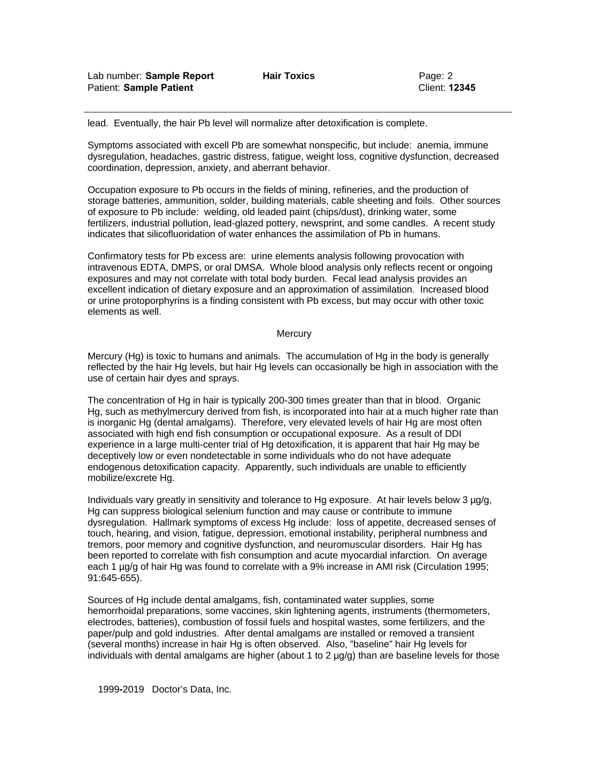lead. Eventually, the hair Pb level will normalize after detoxification is complete.

Symptoms associated with excell Pb are somewhat nonspecific, but include: anemia, immune dysregulation, headaches, gastric distress, fatigue, weight loss, cognitive dysfunction, decreased coordination, depression, anxiety, and aberrant behavior.

Occupation exposure to Pb occurs in the fields of mining, refineries, and the production of storage batteries, ammunition, solder, building materials, cable sheeting and foils. Other sources of exposure to Pb include: welding, old leaded paint (chips/dust), drinking water, some fertilizers, industrial pollution, lead-glazed pottery, newsprint, and some candles. A recent study indicates that silicofluoridation of water enhances the assimilation of Pb in humans.

Confirmatory tests for Pb excess are: urine elements analysis following provocation with intravenous EDTA, DMPS, or oral DMSA. Whole blood analysis only reflects recent or ongoing exposures and may not correlate with total body burden. Fecal lead analysis provides an excellent indication of dietary exposure and an approximation of assimilation. Increased blood or urine protoporphyrins is a finding consistent with Pb excess, but may occur with other toxic elements as well.

## Mercury

Mercury (Hg) is toxic to humans and animals. The accumulation of Hg in the body is generally reflected by the hair Hg levels, but hair Hg levels can occasionally be high in association with the use of certain hair dyes and sprays.

The concentration of Hg in hair is typically 200-300 times greater than that in blood. Organic Hg, such as methylmercury derived from fish, is incorporated into hair at a much higher rate than is inorganic Hg (dental amalgams). Therefore, very elevated levels of hair Hg are most often associated with high end fish consumption or occupational exposure. As a result of DDI experience in a large multi-center trial of Hg detoxification, it is apparent that hair Hg may be deceptively low or even nondetectable in some individuals who do not have adequate endogenous detoxification capacity. Apparently, such individuals are unable to efficiently mobilize/excrete Hg.

Individuals vary greatly in sensitivity and tolerance to Hg exposure. At hair levels below 3 µg/g, Hg can suppress biological selenium function and may cause or contribute to immune dysregulation. Hallmark symptoms of excess Hg include: loss of appetite, decreased senses of touch, hearing, and vision, fatigue, depression, emotional instability, peripheral numbness and tremors, poor memory and cognitive dysfunction, and neuromuscular disorders. Hair Hg has been reported to correlate with fish consumption and acute myocardial infarction. On average each 1 µg/g of hair Hg was found to correlate with a 9% increase in AMI risk (Circulation 1995; 91:645-655).

Sources of Hg include dental amalgams, fish, contaminated water supplies, some hemorrhoidal preparations, some vaccines, skin lightening agents, instruments (thermometers, electrodes, batteries), combustion of fossil fuels and hospital wastes, some fertilizers, and the paper/pulp and gold industries. After dental amalgams are installed or removed a transient (several months) increase in hair Hg is often observed. Also, "baseline" hair Hg levels for individuals with dental amalgams are higher (about 1 to 2 µg/g) than are baseline levels for those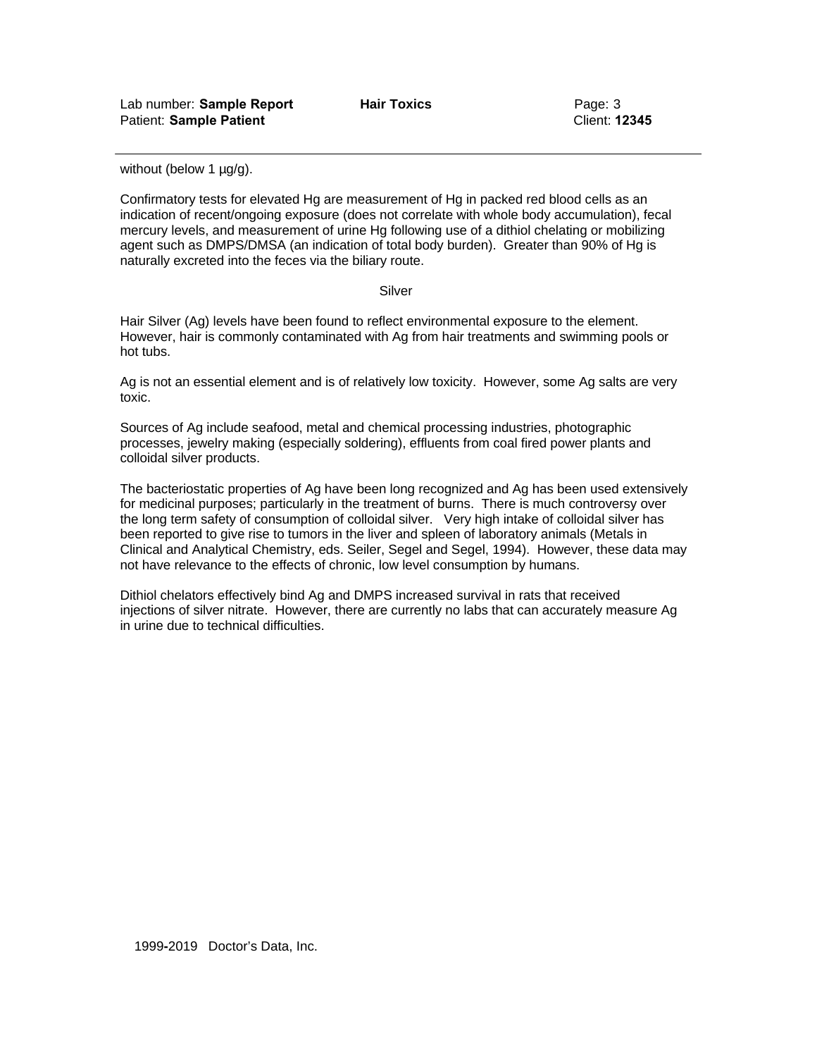without (below 1 µg/g).

Confirmatory tests for elevated Hg are measurement of Hg in packed red blood cells as an indication of recent/ongoing exposure (does not correlate with whole body accumulation), fecal mercury levels, and measurement of urine Hg following use of a dithiol chelating or mobilizing agent such as DMPS/DMSA (an indication of total body burden). Greater than 90% of Hg is naturally excreted into the feces via the biliary route.

## Silver

Hair Silver (Ag) levels have been found to reflect environmental exposure to the element. However, hair is commonly contaminated with Ag from hair treatments and swimming pools or hot tubs.

Ag is not an essential element and is of relatively low toxicity. However, some Ag salts are very toxic.

Sources of Ag include seafood, metal and chemical processing industries, photographic processes, jewelry making (especially soldering), effluents from coal fired power plants and colloidal silver products.

The bacteriostatic properties of Ag have been long recognized and Ag has been used extensively for medicinal purposes; particularly in the treatment of burns. There is much controversy over the long term safety of consumption of colloidal silver. Very high intake of colloidal silver has been reported to give rise to tumors in the liver and spleen of laboratory animals (Metals in Clinical and Analytical Chemistry, eds. Seiler, Segel and Segel, 1994). However, these data may not have relevance to the effects of chronic, low level consumption by humans.

Dithiol chelators effectively bind Ag and DMPS increased survival in rats that received injections of silver nitrate. However, there are currently no labs that can accurately measure Ag in urine due to technical difficulties.